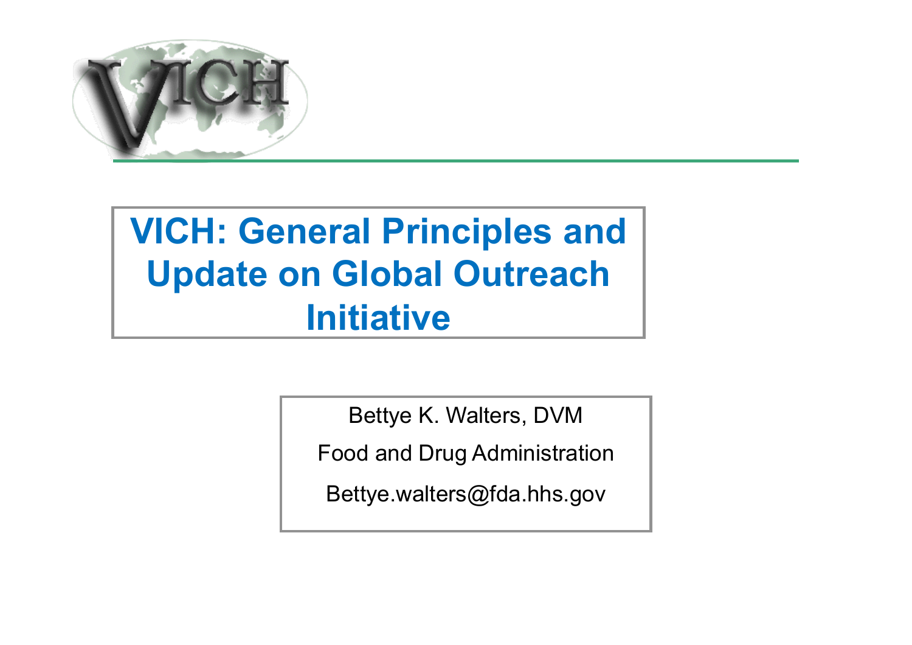# VICH: General Principles and Update on Global Outreach Initiative

Bettye K. Walters, DVM

Food and Drug Administration

Bettye.walters@fda.hhs.gov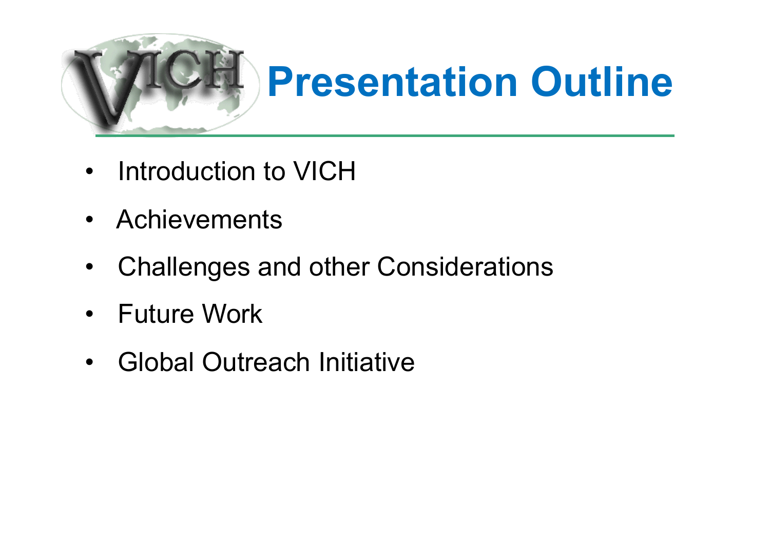# Presentation Outline

- Introduction to VICH
- Achievements
- Challenges and other Considerations
- Future Work
- Global Outreach Initiative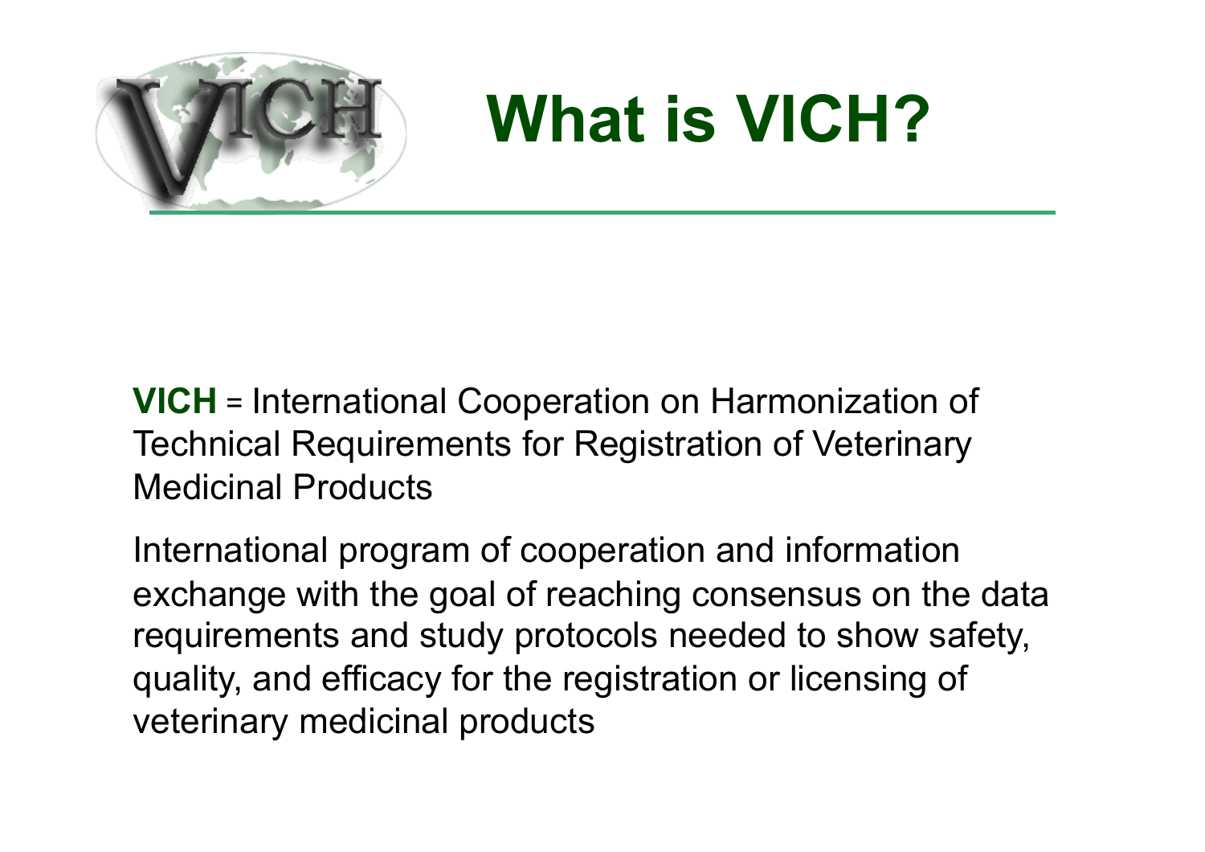# What is VICH?

**VICH** = International Cooperation on Harmonization of Technical Requirements for Registration of Veterinary Medicinal Products

International program of cooperation and information exchange with the goal of reaching consensus on the data requirements and study protocols needed to show safety, quality, and efficacy for the registration or licensing of veterinary medicinal products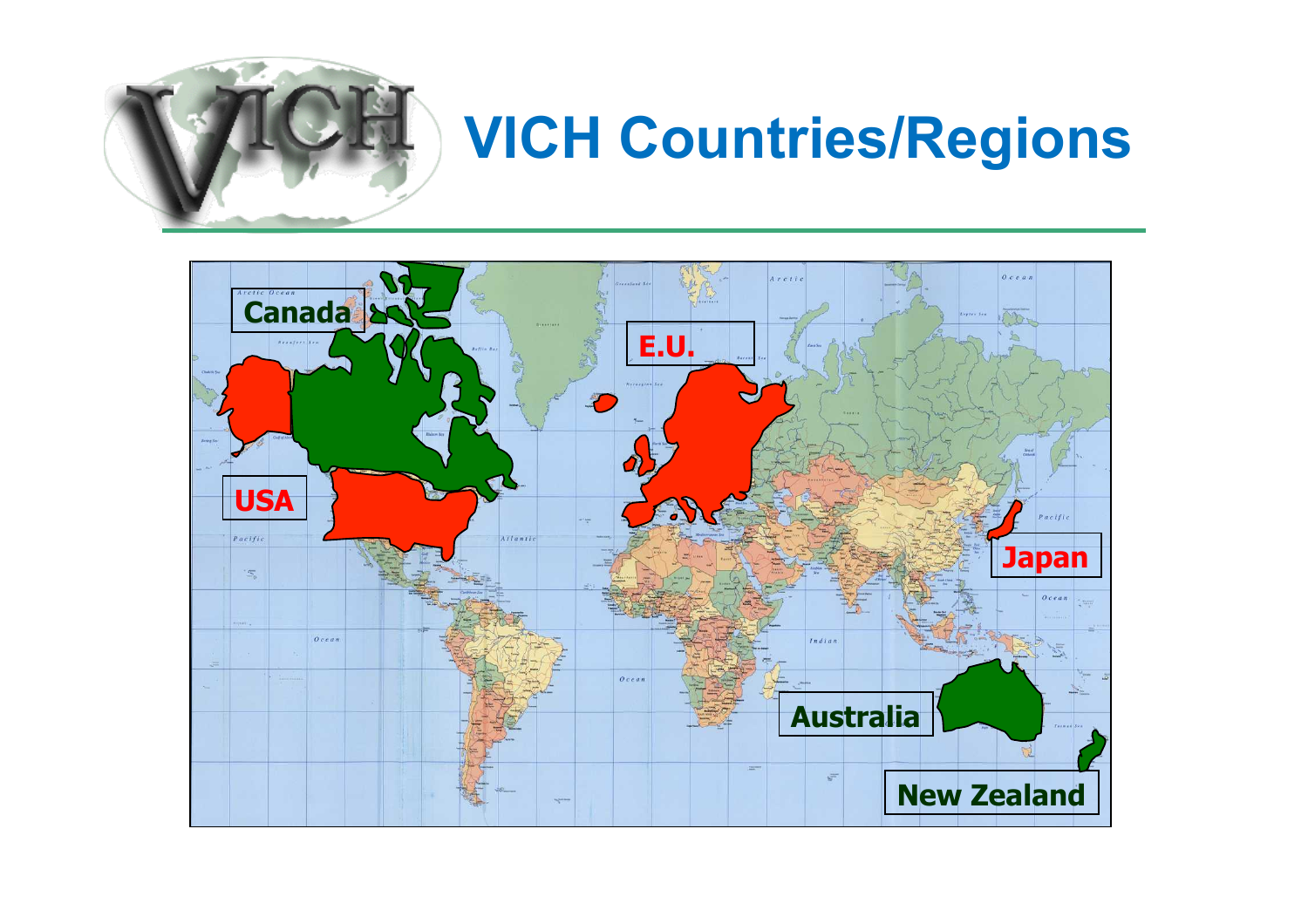# VICH Countries/Regions

Canada

E.U.

USA

Japan

Australia

New Zealand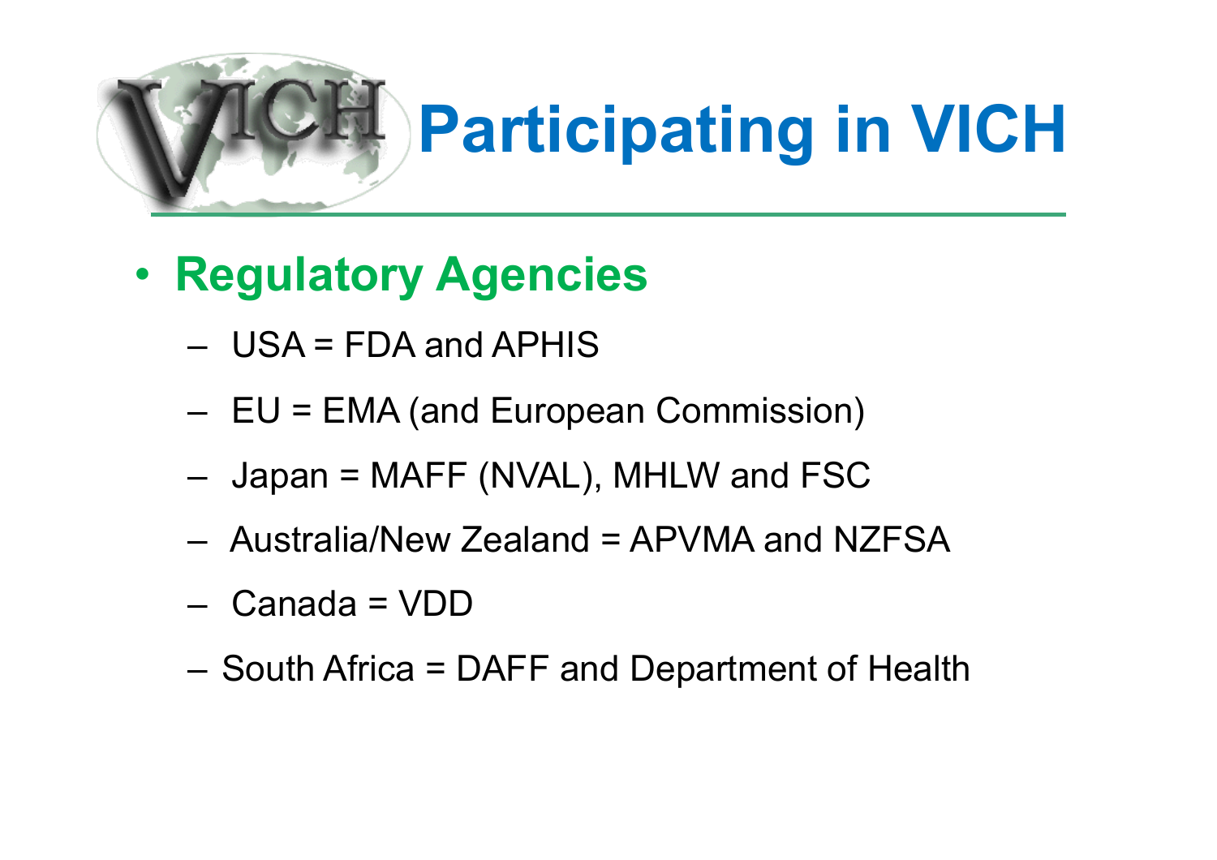# Participating in VICH

- **Regulatory Agencies**
  - USA = FDA and APHIS
  - EU = EMA (and European Commission)
  - Japan = MAFF (NVAL), MHLW and FSC
  - Australia/New Zealand = APVMA and NZFSA
  - Canada = VDD
  - South Africa = DAFF and Department of Health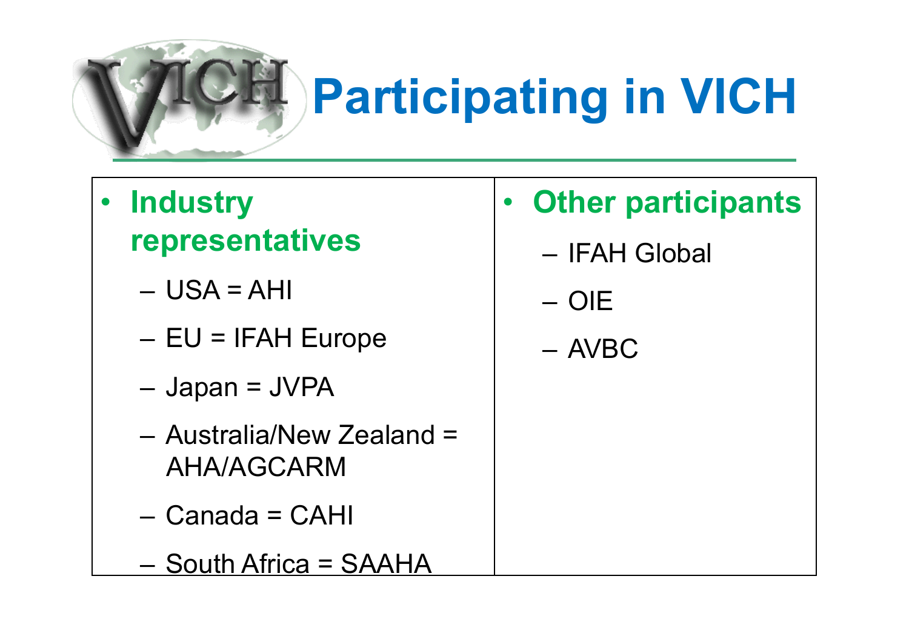# Participating in VICH

- **Industry representatives**
  - USA = AHI
  - EU = IFAH Europe
  - Japan = JVPA
  - Australia/New Zealand = AHA/AGCARM
  - Canada = CAHI
  - South Africa = SAAHA

- **Other participants**
  - IFAH Global
  - OIE
  - AVBC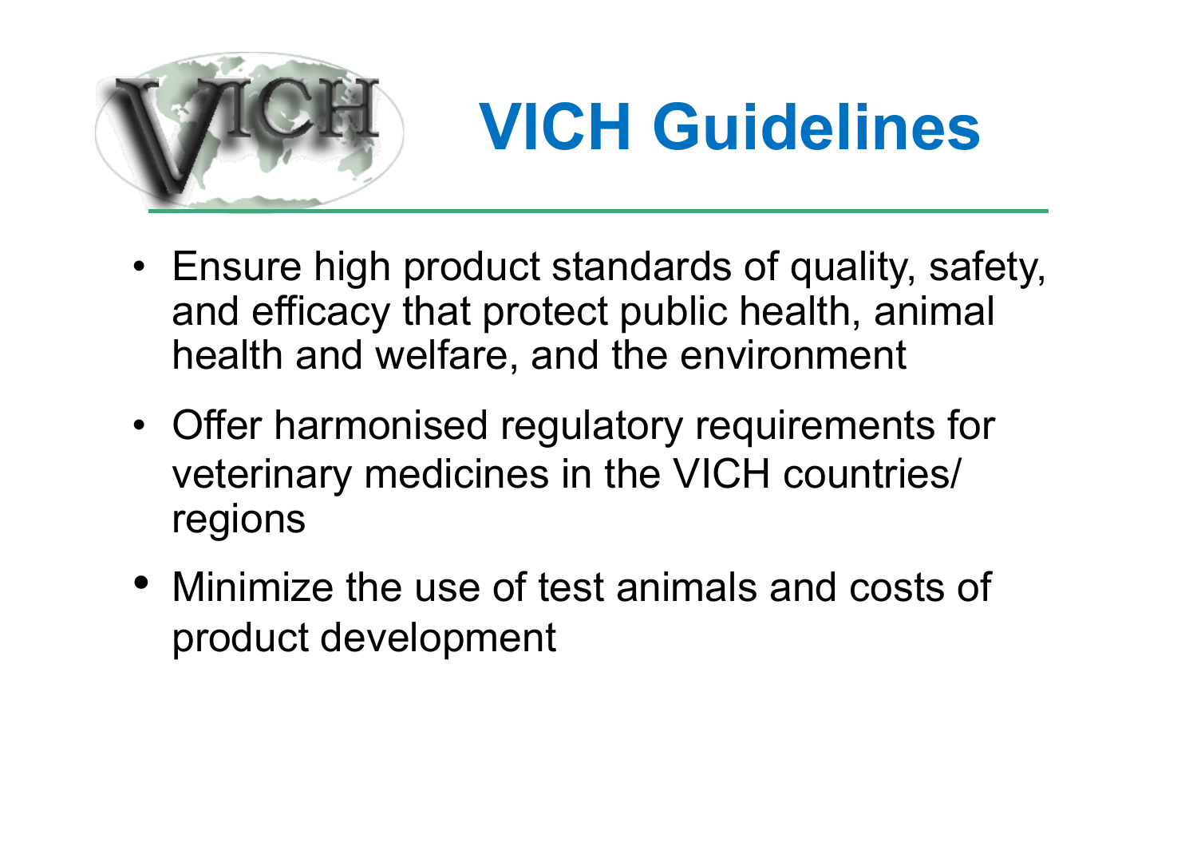# VICH Guidelines

- Ensure high product standards of quality, safety, and efficacy that protect public health, animal health and welfare, and the environment
- Offer harmonised regulatory requirements for veterinary medicines in the VICH countries/ regions
- Minimize the use of test animals and costs of product development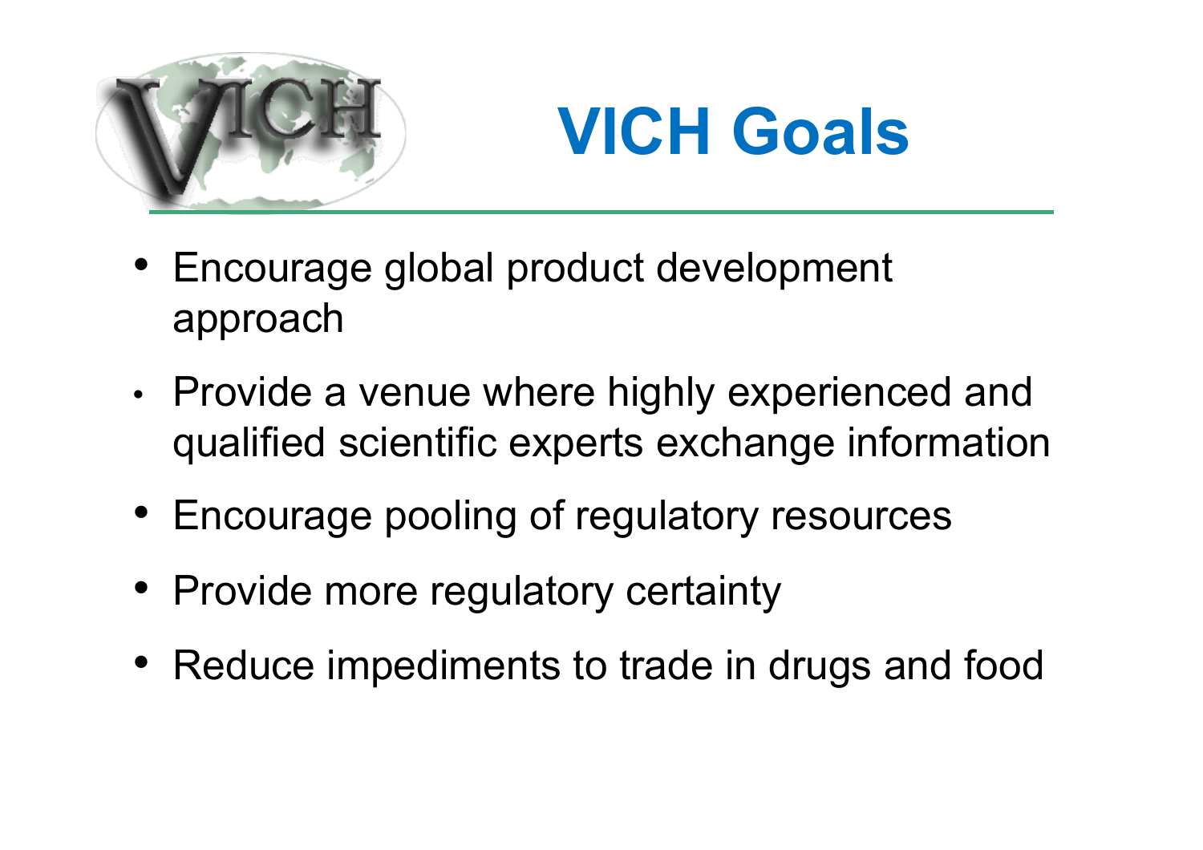# VICH Goals

- Encourage global product development approach
- Provide a venue where highly experienced and qualified scientific experts exchange information
- Encourage pooling of regulatory resources
- Provide more regulatory certainty
- Reduce impediments to trade in drugs and food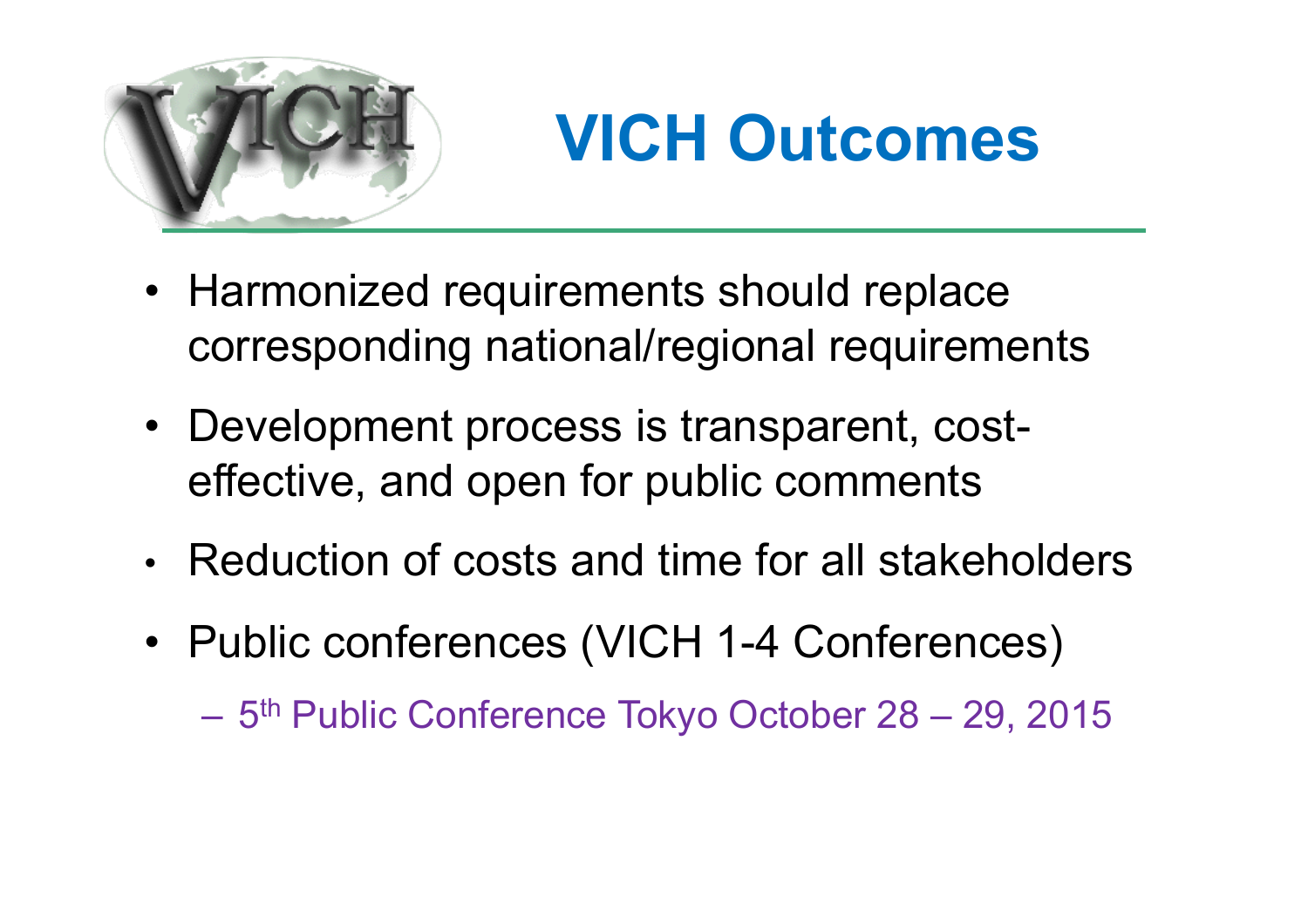# VICH Outcomes

- Harmonized requirements should replace corresponding national/regional requirements
- Development process is transparent, cost-effective, and open for public comments
- Reduction of costs and time for all stakeholders
- Public conferences (VICH 1-4 Conferences)
  - 5th Public Conference Tokyo October 28 – 29, 2015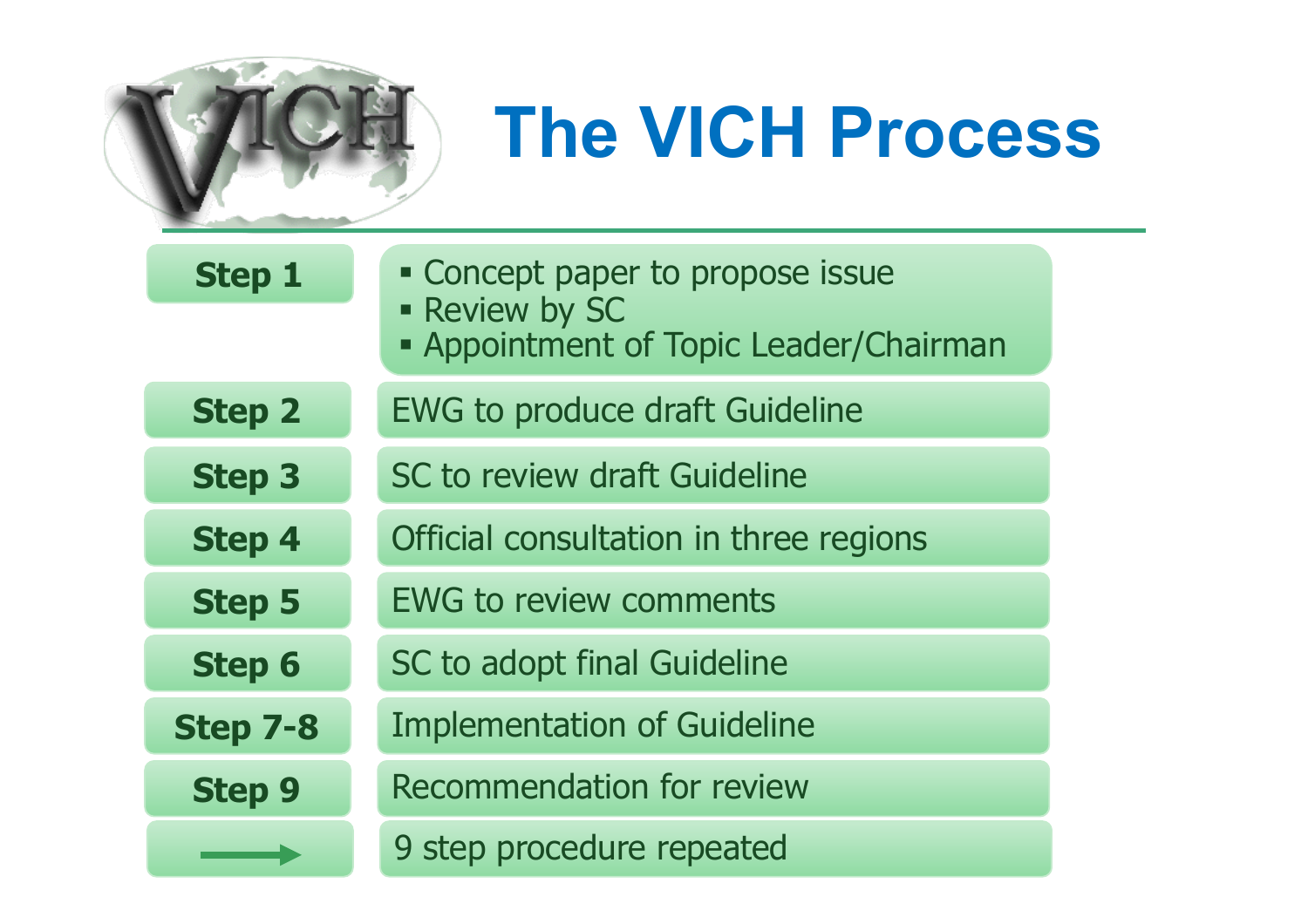# The VICH Process

| | |
|---|---|
| **Step 1** | ▪ Concept paper to propose issue<br>▪ Review by SC<br>▪ Appointment of Topic Leader/Chairman |
| **Step 2** | EWG to produce draft Guideline |
| **Step 3** | SC to review draft Guideline |
| **Step 4** | Official consultation in three regions |
| **Step 5** | EWG to review comments |
| **Step 6** | SC to adopt final Guideline |
| **Step 7-8** | Implementation of Guideline |
| **Step 9** | Recommendation for review |
| → | 9 step procedure repeated |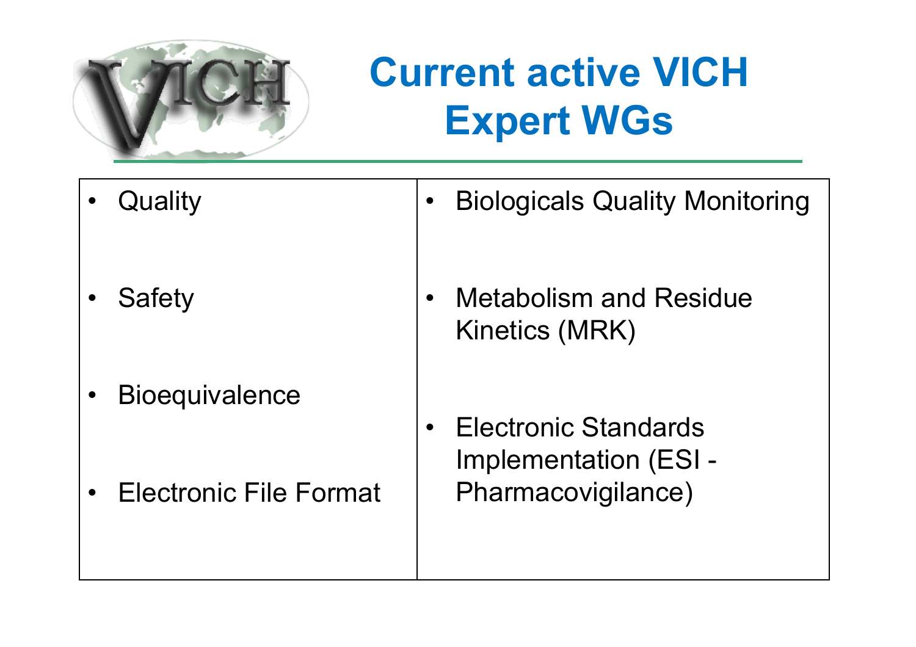# Current active VICH Expert WGs

- Quality
- Safety
- Bioequivalence
- Electronic File Format
- Biologicals Quality Monitoring
- Metabolism and Residue Kinetics (MRK)
- Electronic Standards Implementation (ESI - Pharmacovigilance)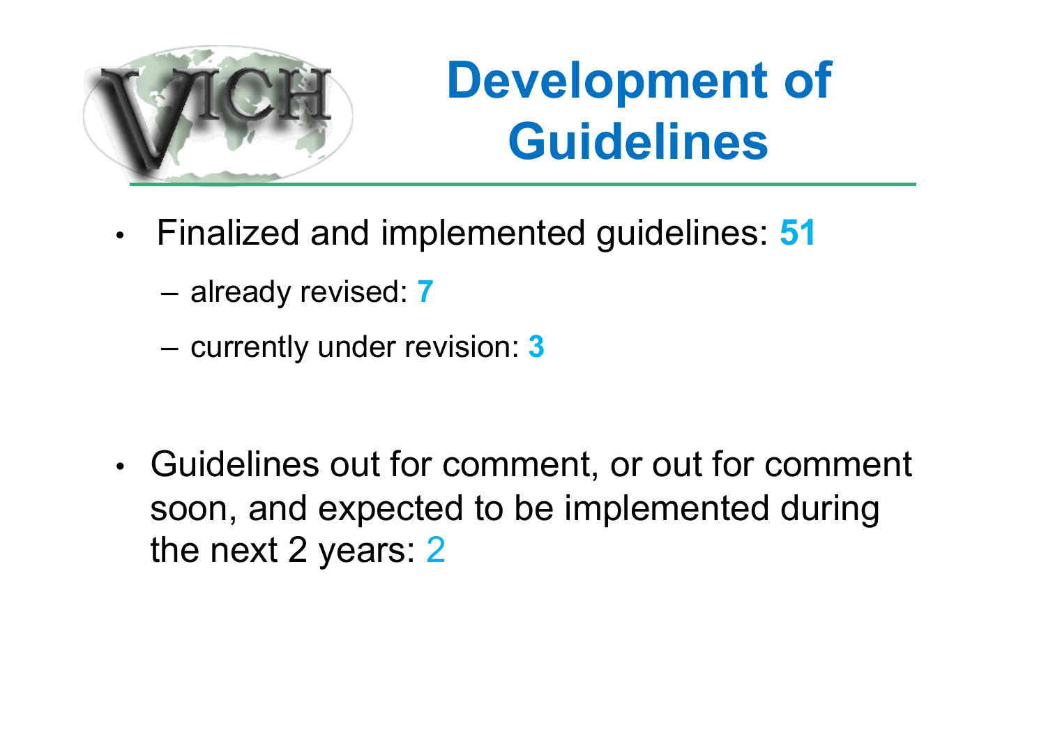# Development of Guidelines

- Finalized and implemented guidelines: **51**
  - already revised: **7**
  - currently under revision: **3**

- Guidelines out for comment, or out for comment soon, and expected to be implemented during the next 2 years: 2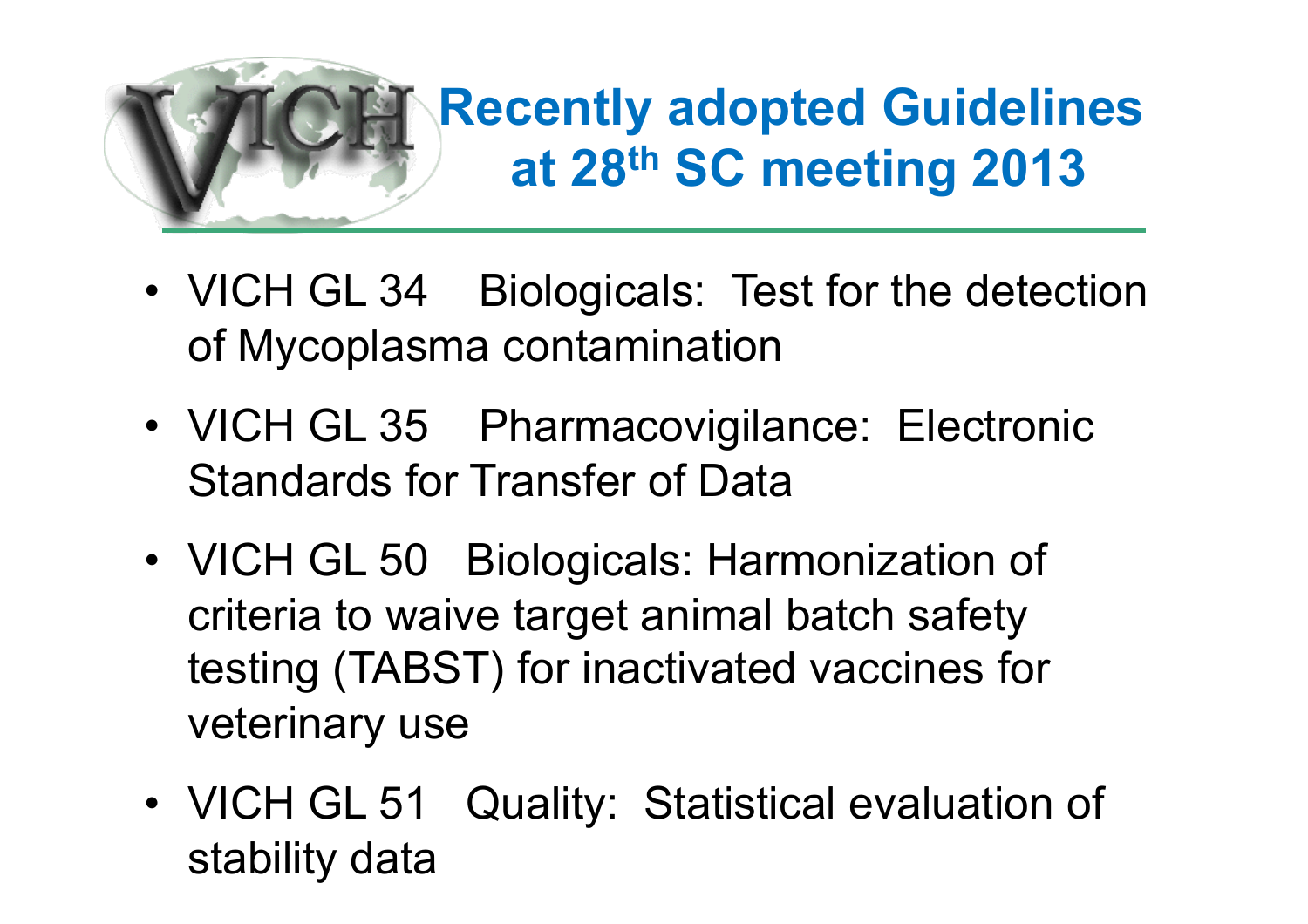# Recently adopted Guidelines at 28th SC meeting 2013

- VICH GL 34 Biologicals: Test for the detection of Mycoplasma contamination
- VICH GL 35 Pharmacovigilance: Electronic Standards for Transfer of Data
- VICH GL 50 Biologicals: Harmonization of criteria to waive target animal batch safety testing (TABST) for inactivated vaccines for veterinary use
- VICH GL 51 Quality: Statistical evaluation of stability data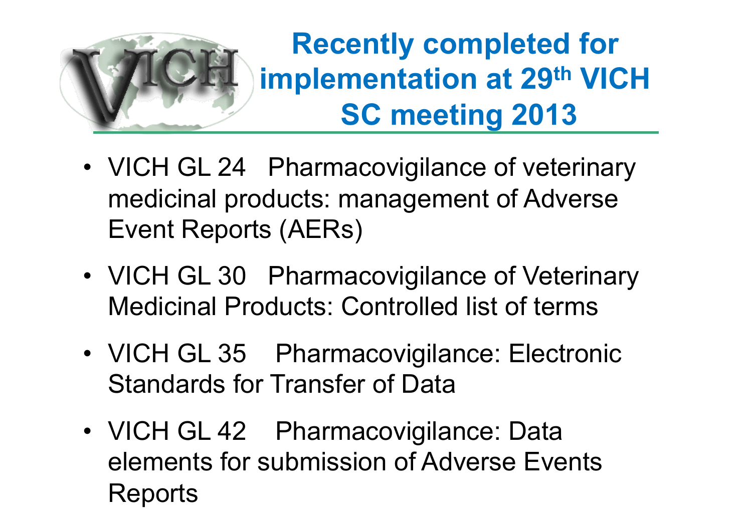# Recently completed for implementation at 29th VICH SC meeting 2013

- VICH GL 24 Pharmacovigilance of veterinary medicinal products: management of Adverse Event Reports (AERs)
- VICH GL 30 Pharmacovigilance of Veterinary Medicinal Products: Controlled list of terms
- VICH GL 35 Pharmacovigilance: Electronic Standards for Transfer of Data
- VICH GL 42 Pharmacovigilance: Data elements for submission of Adverse Events Reports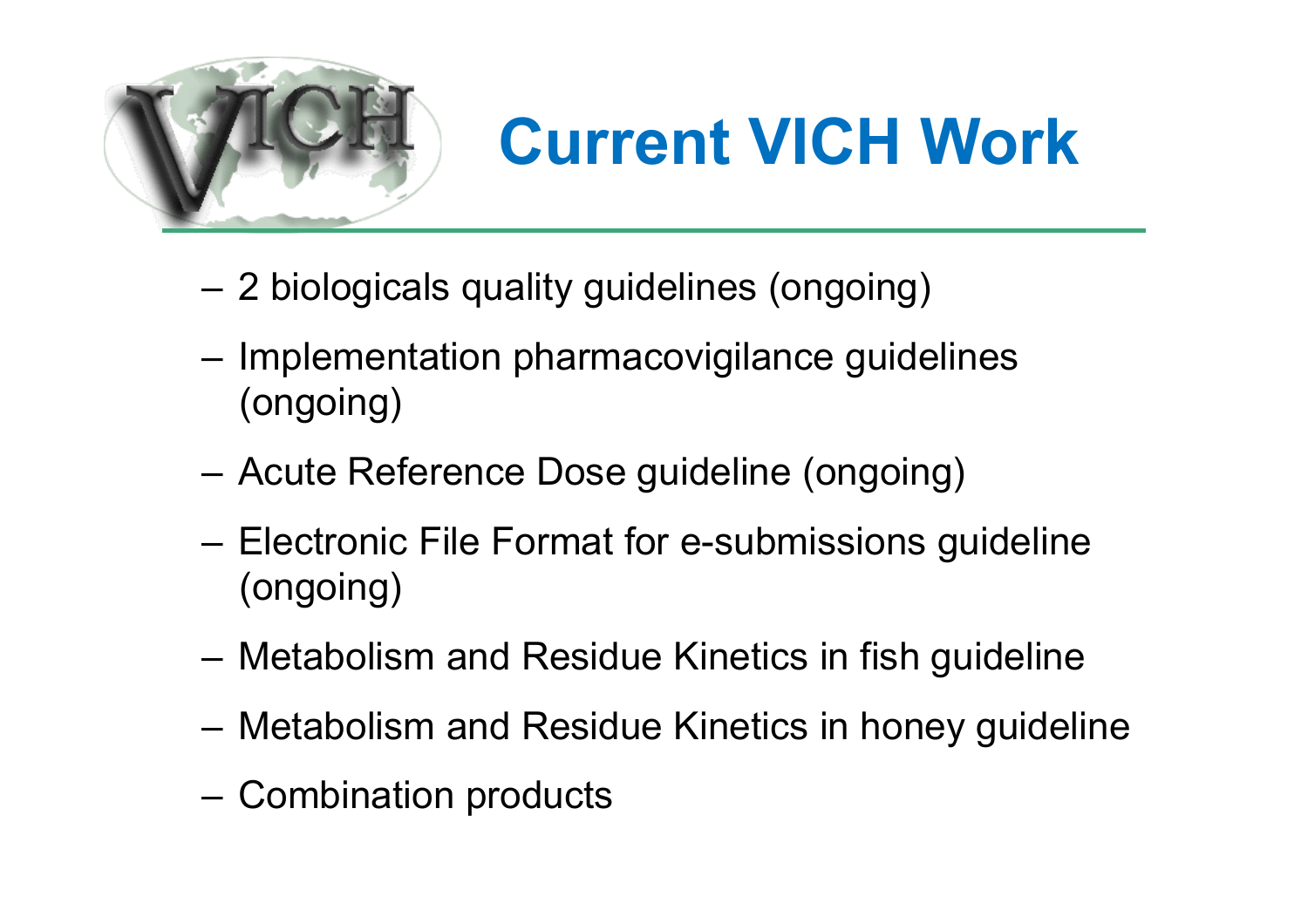# Current VICH Work

- 2 biologicals quality guidelines (ongoing)
- Implementation pharmacovigilance guidelines (ongoing)
- Acute Reference Dose guideline (ongoing)
- Electronic File Format for e-submissions guideline (ongoing)
- Metabolism and Residue Kinetics in fish guideline
- Metabolism and Residue Kinetics in honey guideline
- Combination products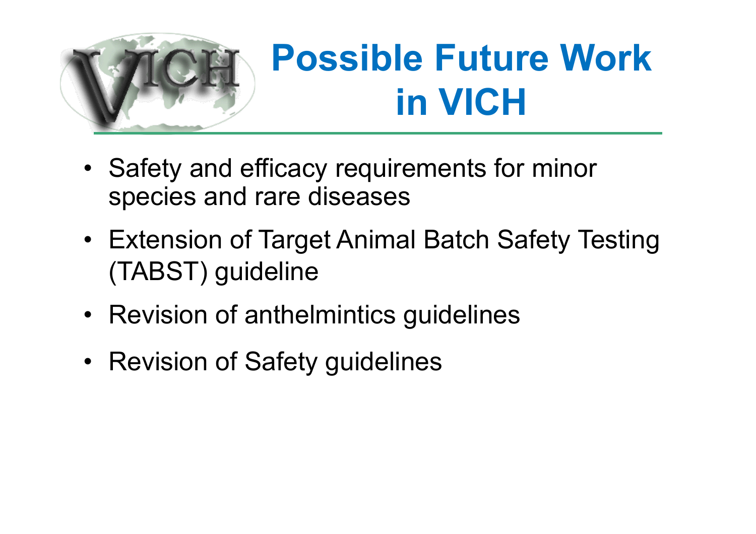# Possible Future Work in VICH

- Safety and efficacy requirements for minor species and rare diseases
- Extension of Target Animal Batch Safety Testing (TABST) guideline
- Revision of anthelmintics guidelines
- Revision of Safety guidelines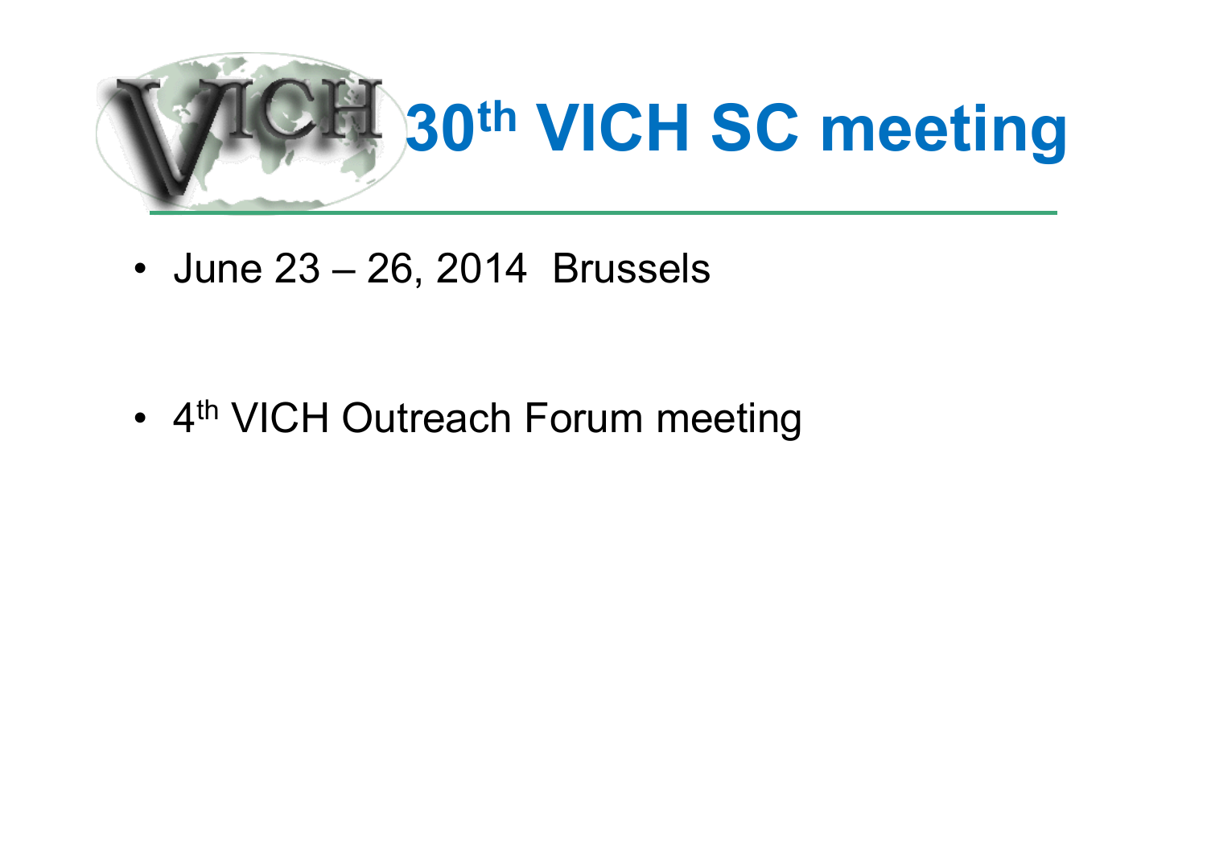# 30th VICH SC meeting

- June 23 – 26, 2014 Brussels

- 4th VICH Outreach Forum meeting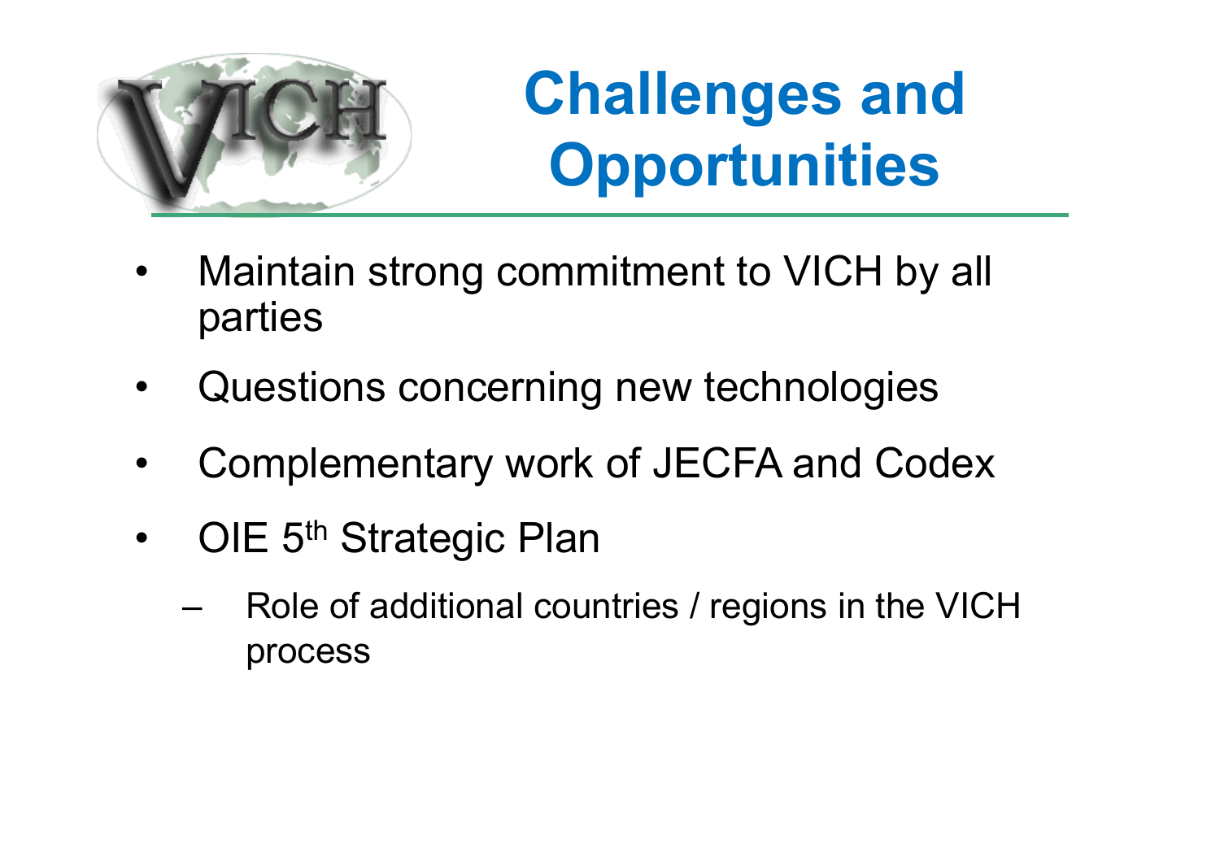# Challenges and Opportunities

- Maintain strong commitment to VICH by all parties
- Questions concerning new technologies
- Complementary work of JECFA and Codex
- OIE 5th Strategic Plan
  - Role of additional countries / regions in the VICH process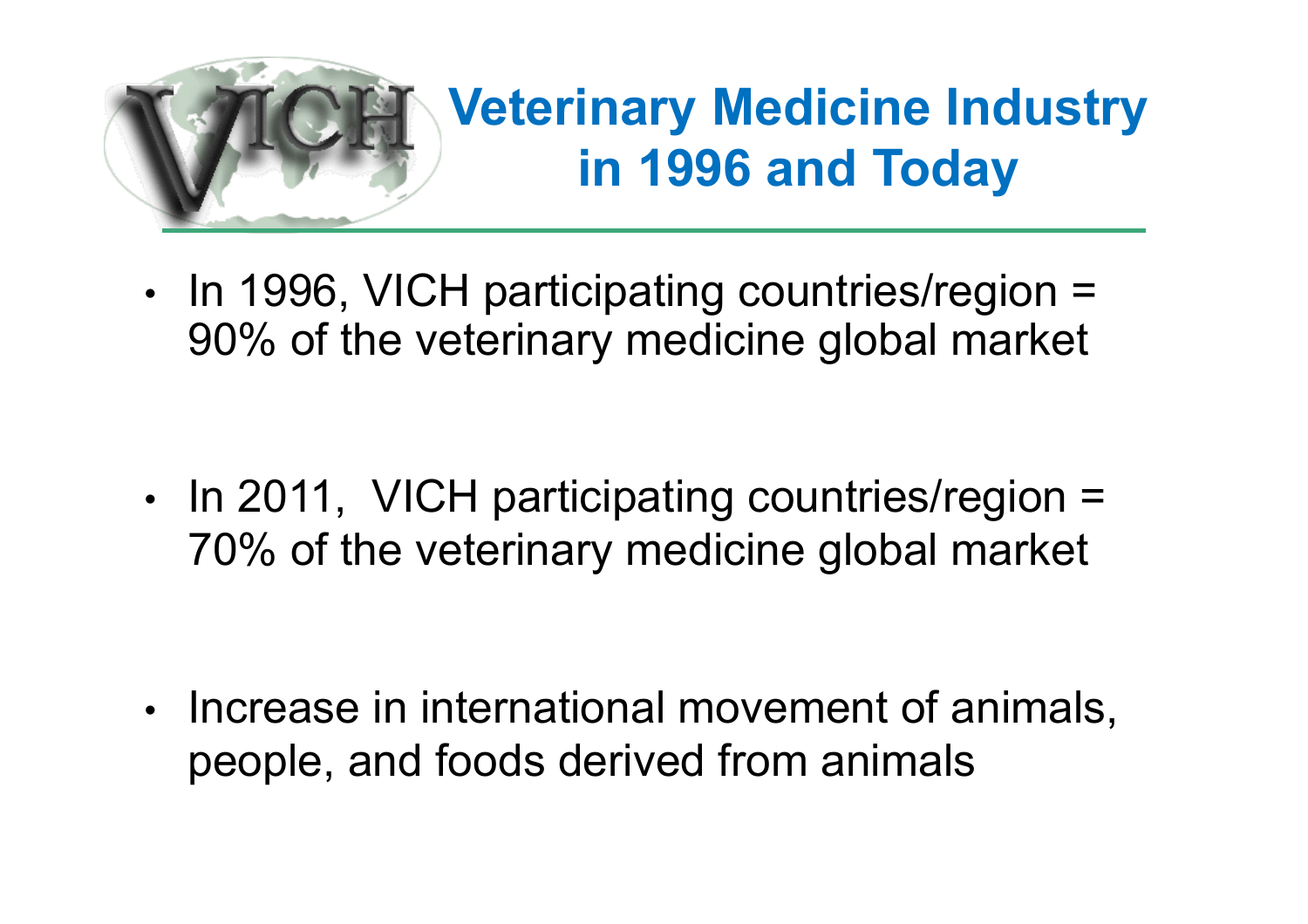# Veterinary Medicine Industry in 1996 and Today

- In 1996, VICH participating countries/region = 90% of the veterinary medicine global market
- In 2011, VICH participating countries/region = 70% of the veterinary medicine global market
- Increase in international movement of animals, people, and foods derived from animals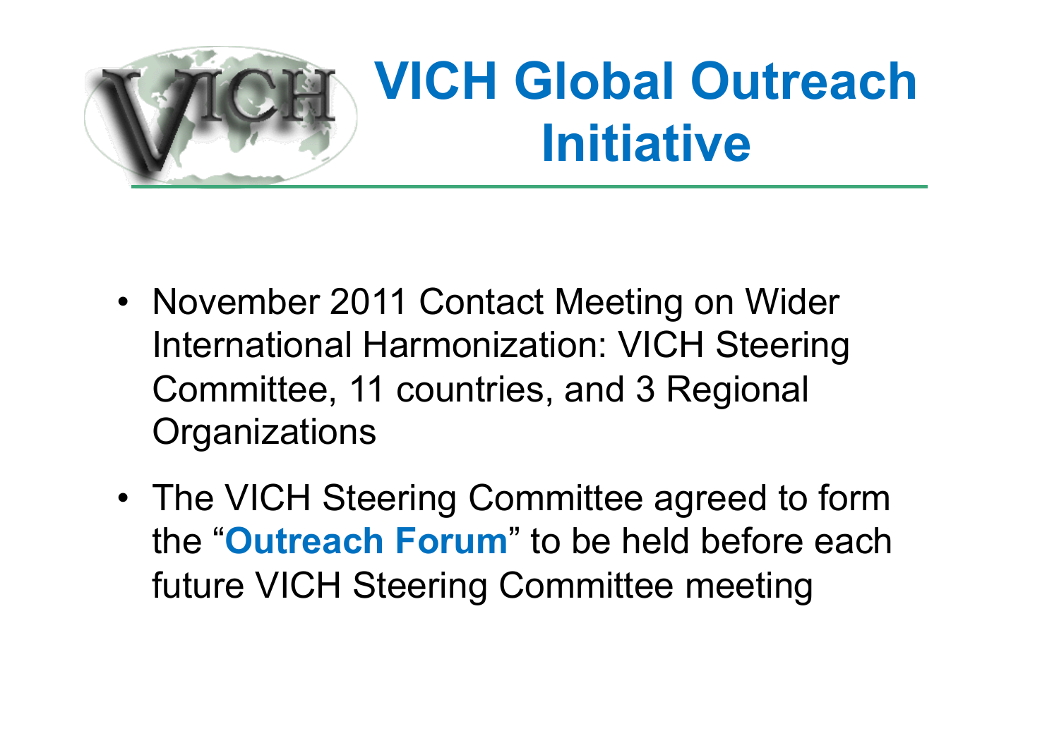# VICH Global Outreach Initiative

- November 2011 Contact Meeting on Wider International Harmonization: VICH Steering Committee, 11 countries, and 3 Regional Organizations
- The VICH Steering Committee agreed to form the "**Outreach Forum**" to be held before each future VICH Steering Committee meeting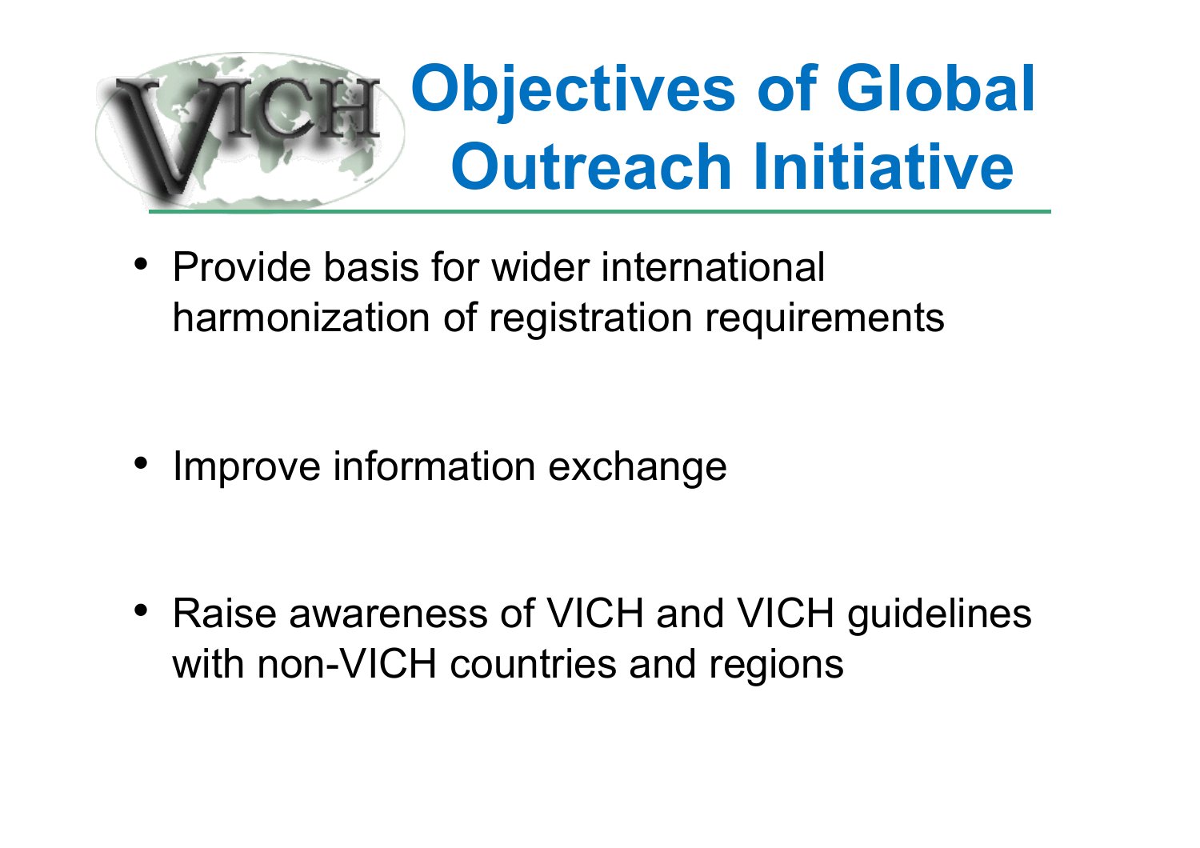# Objectives of Global Outreach Initiative

- Provide basis for wider international harmonization of registration requirements

- Improve information exchange

- Raise awareness of VICH and VICH guidelines with non-VICH countries and regions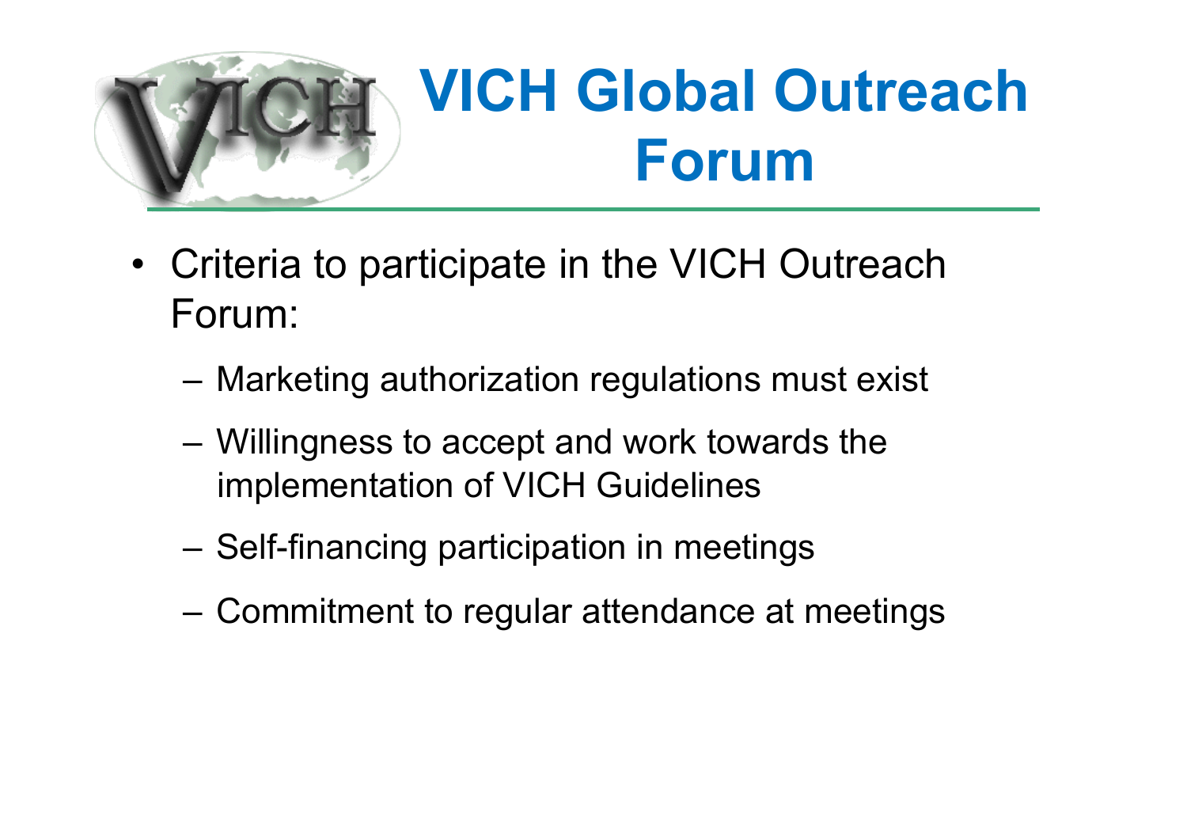# VICH Global Outreach Forum

- Criteria to participate in the VICH Outreach Forum:
  - Marketing authorization regulations must exist
  - Willingness to accept and work towards the implementation of VICH Guidelines
  - Self-financing participation in meetings
  - Commitment to regular attendance at meetings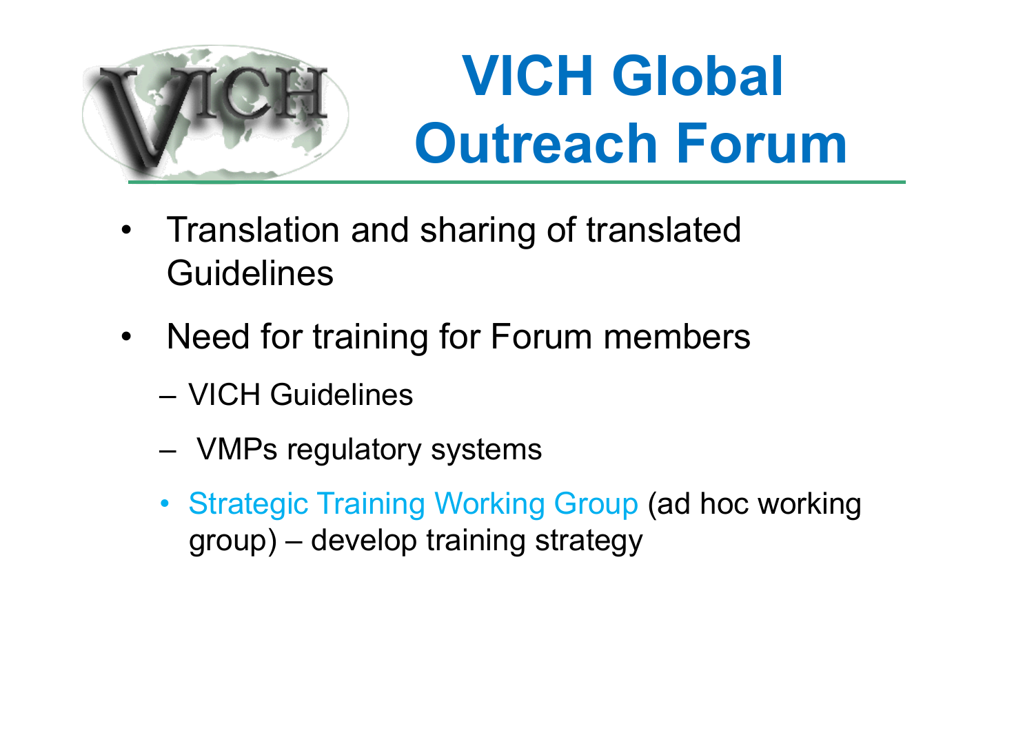# VICH Global Outreach Forum

- Translation and sharing of translated Guidelines
- Need for training for Forum members
  - VICH Guidelines
  - VMPs regulatory systems
  - Strategic Training Working Group (ad hoc working group) – develop training strategy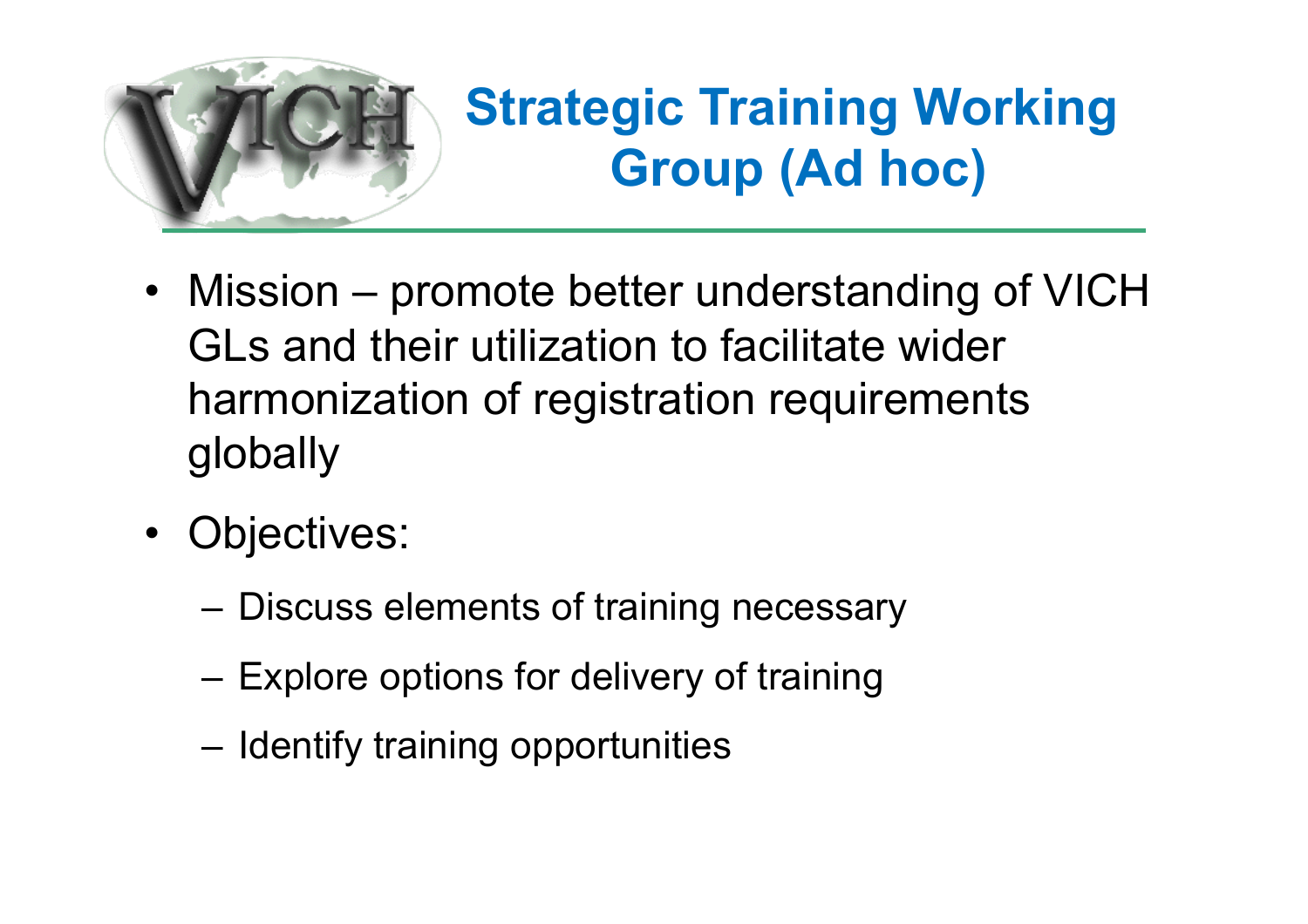# Strategic Training Working Group (Ad hoc)

- Mission – promote better understanding of VICH GLs and their utilization to facilitate wider harmonization of registration requirements globally
- Objectives:
  - Discuss elements of training necessary
  - Explore options for delivery of training
  - Identify training opportunities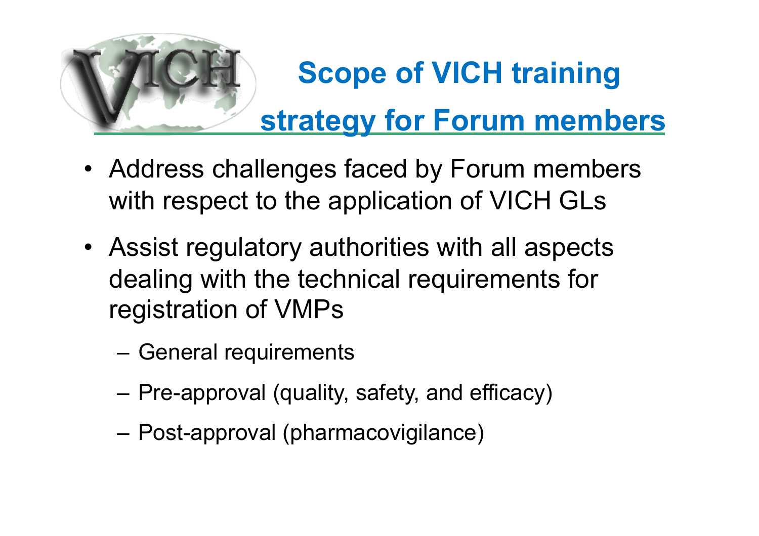# Scope of VICH training strategy for Forum members

- Address challenges faced by Forum members with respect to the application of VICH GLs
- Assist regulatory authorities with all aspects dealing with the technical requirements for registration of VMPs
  - General requirements
  - Pre-approval (quality, safety, and efficacy)
  - Post-approval (pharmacovigilance)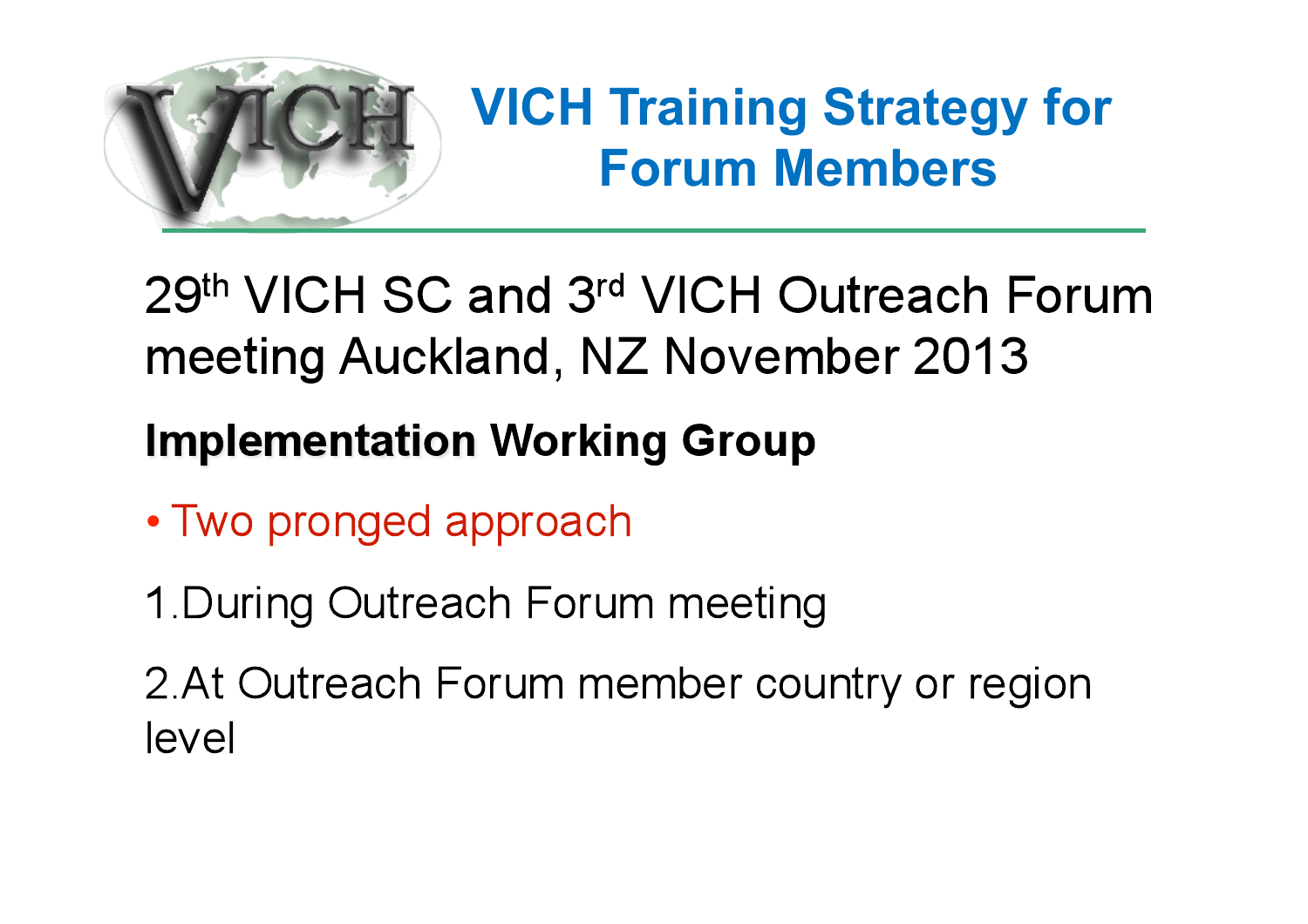# VICH Training Strategy for Forum Members

29th VICH SC and 3rd VICH Outreach Forum meeting Auckland, NZ November 2013

**Implementation Working Group**

- Two pronged approach

1. During Outreach Forum meeting
2. At Outreach Forum member country or region level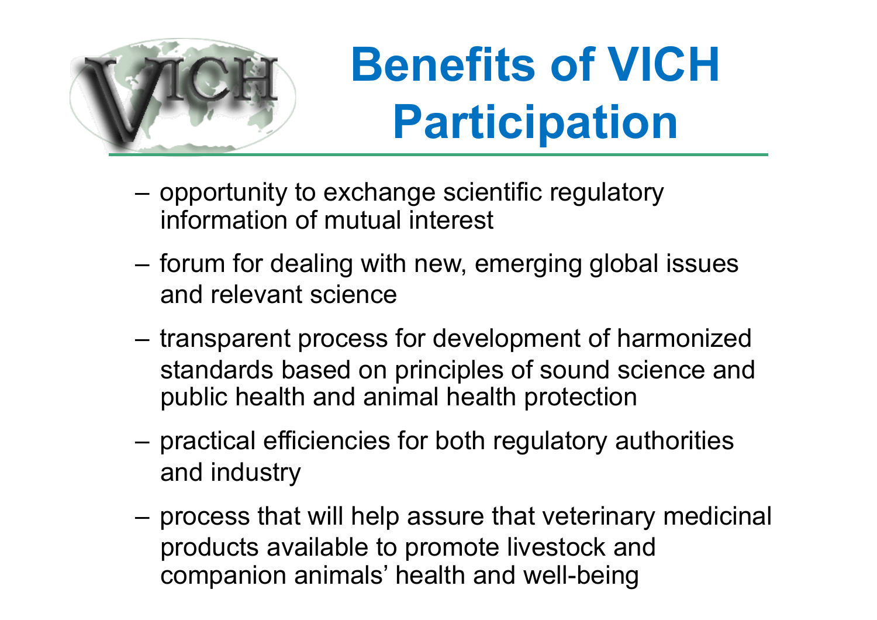# Benefits of VICH Participation

- opportunity to exchange scientific regulatory information of mutual interest
- forum for dealing with new, emerging global issues and relevant science
- transparent process for development of harmonized standards based on principles of sound science and public health and animal health protection
- practical efficiencies for both regulatory authorities and industry
- process that will help assure that veterinary medicinal products available to promote livestock and companion animals' health and well-being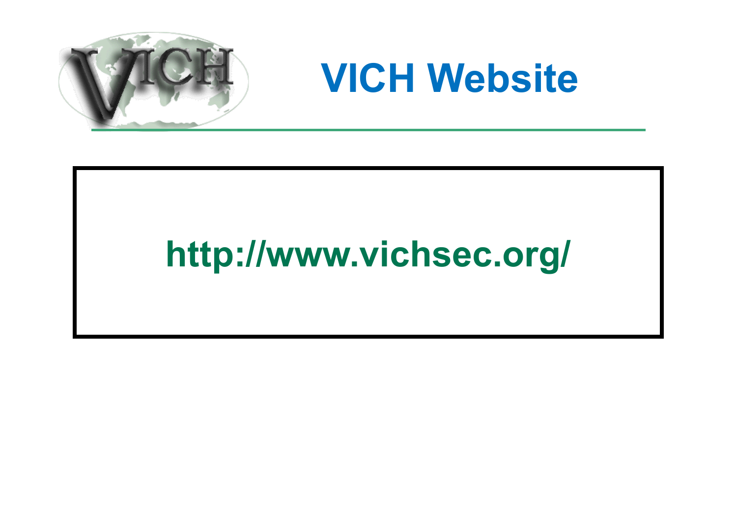# VICH Website

http://www.vichsec.org/